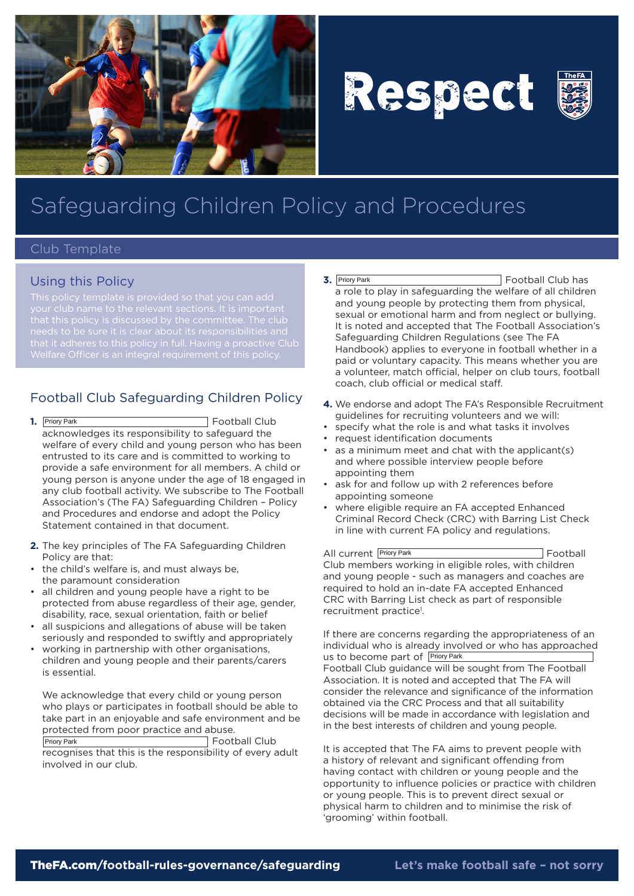# Respect

## Safeguarding Children Policy and Procedures

### Club Template

### Using this Policy

This policy template is provided so that you can add your club name to the relevant sections. It is important that this policy is discussed by the committee. The club needs to be sure it is clear about its responsibilities and that it adheres to this policy in full. Having a proactive Club Welfare Officer is an integral requirement of this policy.

### Football Club Safeguarding Children Policy

**1.** Priory Park Football Club acknowledges its responsibility to safeguard the welfare of every child and young person who has been entrusted to its care and is committed to working to provide a safe environment for all members. A child or young person is anyone under the age of 18 engaged in any club football activity. We subscribe to The Football Association's (The FA) Safeguarding Children – Policy and Procedures and endorse and adopt the Policy Statement contained in that document.

**2.** The key principles of The FA Safeguarding Children Policy are that:

- the child's welfare is, and must always be, the paramount consideration
- all children and young people have a right to be protected from abuse regardless of their age, gender, disability, race, sexual orientation, faith or belief
- all suspicions and allegations of abuse will be taken seriously and responded to swiftly and appropriately
- working in partnership with other organisations, children and young people and their parents/carers is essential.

We acknowledge that every child or young person who plays or participates in football should be able to take part in an enjoyable and safe environment and be protected from poor practice and abuse. Priory Park Football Club recognises that this is the responsibility of every adult involved in our club.

**3.** Priory Park Football Club has a role to play in safeguarding the welfare of all children and young people by protecting them from physical, sexual or emotional harm and from neglect or bullying. It is noted and accepted that The Football Association's Safeguarding Children Regulations (see The FA Handbook) applies to everyone in football whether in a paid or voluntary capacity. This means whether you are a volunteer, match official, helper on club tours, football coach, club official or medical staff.

**4.** We endorse and adopt The FA's Responsible Recruitment guidelines for recruiting volunteers and we will:

- specify what the role is and what tasks it involves
- request identification documents
- as a minimum meet and chat with the applicant(s) and where possible interview people before appointing them
- ask for and follow up with 2 references before appointing someone
- where eligible require an FA accepted Enhanced Criminal Record Check (CRC) with Barring List Check in line with current FA policy and regulations.

All current Priory Park Football Club members working in eligible roles, with children and young people - such as managers and coaches are required to hold an in-date FA accepted Enhanced CRC with Barring List check as part of responsible recruitment practice[1].

If there are concerns regarding the appropriateness of an individual who is already involved or who has approached us to become part of Priory Park Football Club guidance will be sought from The Football Association. It is noted and accepted that The FA will consider the relevance and significance of the information obtained via the CRC Process and that all suitability decisions will be made in accordance with legislation and in the best interests of children and young people.

It is accepted that The FA aims to prevent people with a history of relevant and significant offending from having contact with children or young people and the opportunity to influence policies or practice with children or young people. This is to prevent direct sexual or physical harm to children and to minimise the risk of 'grooming' within football.

**TheFA.com/football-rules-governance/safeguarding** Let's make football safe – not sorry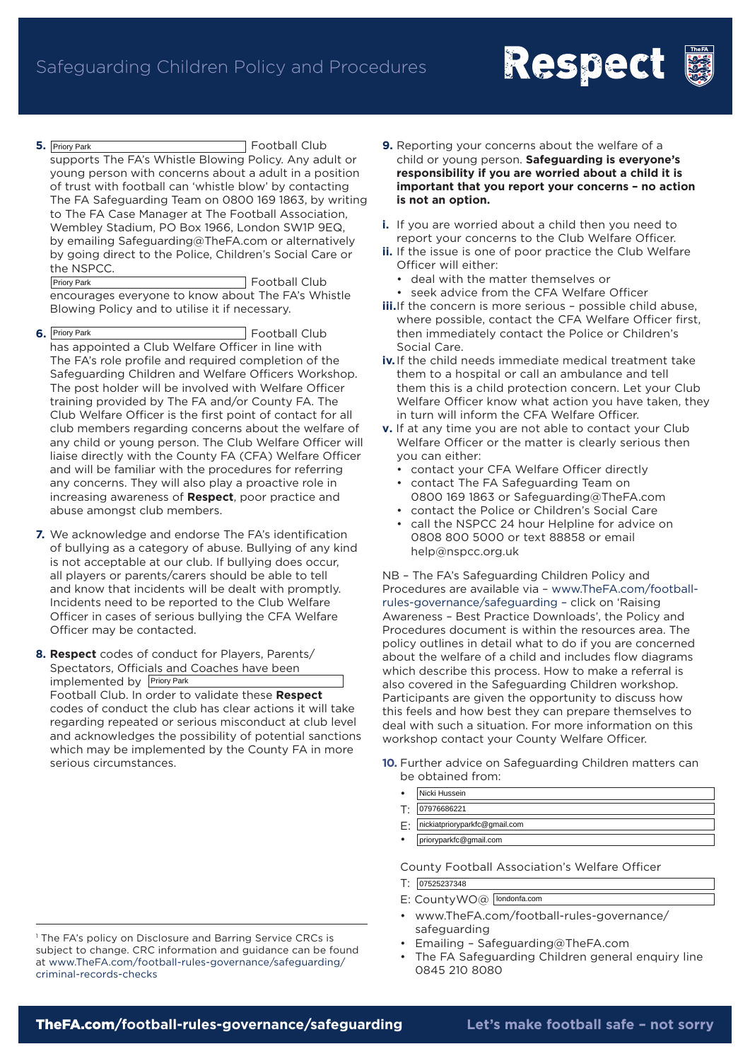5. Priory Park Football Club supports The FA's Whistle Blowing Policy. Any adult or young person with concerns about a adult in a position of trust with football can 'whistle blow' by contacting The FA Safeguarding Team on 0800 169 1863, by writing to The FA Case Manager at The Football Association, Wembley Stadium, PO Box 1966, London SW1P 9EQ, by emailing Safeguarding@TheFA.com or alternatively by going direct to the Police, Children's Social Care or the NSPCC.
   Priory Park Football Club encourages everyone to know about The FA's Whistle Blowing Policy and to utilise it if necessary.

6. Priory Park Football Club has appointed a Club Welfare Officer in line with The FA's role profile and required completion of the Safeguarding Children and Welfare Officers Workshop. The post holder will be involved with Welfare Officer training provided by The FA and/or County FA. The Club Welfare Officer is the first point of contact for all club members regarding concerns about the welfare of any child or young person. The Club Welfare Officer will liaise directly with the County FA (CFA) Welfare Officer and will be familiar with the procedures for referring any concerns. They will also play a proactive role in increasing awareness of **Respect**, poor practice and abuse amongst club members.

7. We acknowledge and endorse The FA's identification of bullying as a category of abuse. Bullying of any kind is not acceptable at our club. If bullying does occur, all players or parents/carers should be able to tell and know that incidents will be dealt with promptly. Incidents need to be reported to the Club Welfare Officer in cases of serious bullying the CFA Welfare Officer may be contacted.

8. **Respect** codes of conduct for Players, Parents/Spectators, Officials and Coaches have been implemented by Priory Park Football Club. In order to validate these **Respect** codes of conduct the club has clear actions it will take regarding repeated or serious misconduct at club level and acknowledges the possibility of potential sanctions which may be implemented by the County FA in more serious circumstances.

9. Reporting your concerns about the welfare of a child or young person. **Safeguarding is everyone's responsibility if you are worried about a child it is important that you report your concerns – no action is not an option.**

   i. If you are worried about a child then you need to report your concerns to the Club Welfare Officer.
   ii. If the issue is one of poor practice the Club Welfare Officer will either:
      - deal with the matter themselves or
      - seek advice from the CFA Welfare Officer
   iii. If the concern is more serious – possible child abuse, where possible, contact the CFA Welfare Officer first, then immediately contact the Police or Children's Social Care.
   iv. If the child needs immediate medical treatment take them to a hospital or call an ambulance and tell them this is a child protection concern. Let your Club Welfare Officer know what action you have taken, they in turn will inform the CFA Welfare Officer.
   v. If at any time you are not able to contact your Club Welfare Officer or the matter is clearly serious then you can either:
      - contact your CFA Welfare Officer directly
      - contact The FA Safeguarding Team on 0800 169 1863 or Safeguarding@TheFA.com
      - contact the Police or Children's Social Care
      - call the NSPCC 24 hour Helpline for advice on 0808 800 5000 or text 88858 or email help@nspcc.org.uk

NB – The FA's Safeguarding Children Policy and Procedures are available via – www.TheFA.com/football-rules-governance/safeguarding – click on 'Raising Awareness – Best Practice Downloads', the Policy and Procedures document is within the resources area. The policy outlines in detail what to do if you are concerned about the welfare of a child and includes flow diagrams which describe this process. How to make a referral is also covered in the Safeguarding Children workshop. Participants are given the opportunity to discuss how this feels and how best they can prepare themselves to deal with such a situation. For more information on this workshop contact your County Welfare Officer.

10. Further advice on Safeguarding Children matters can be obtained from:
    - Nicki Hussein
    
    T: 07976686221
    
    E: nickiatprioryparkfc@gmail.com
    - prioryparkfc@gmail.com

    County Football Association's Welfare Officer

    T: 07525237348

    E: CountyWO@ londonfa.com
    - www.TheFA.com/football-rules-governance/safeguarding
    - Emailing – Safeguarding@TheFA.com
    - The FA Safeguarding Children general enquiry line 0845 210 8080

[1] The FA's policy on Disclosure and Barring Service CRCs is subject to change. CRC information and guidance can be found at www.TheFA.com/football-rules-governance/safeguarding/criminal-records-checks